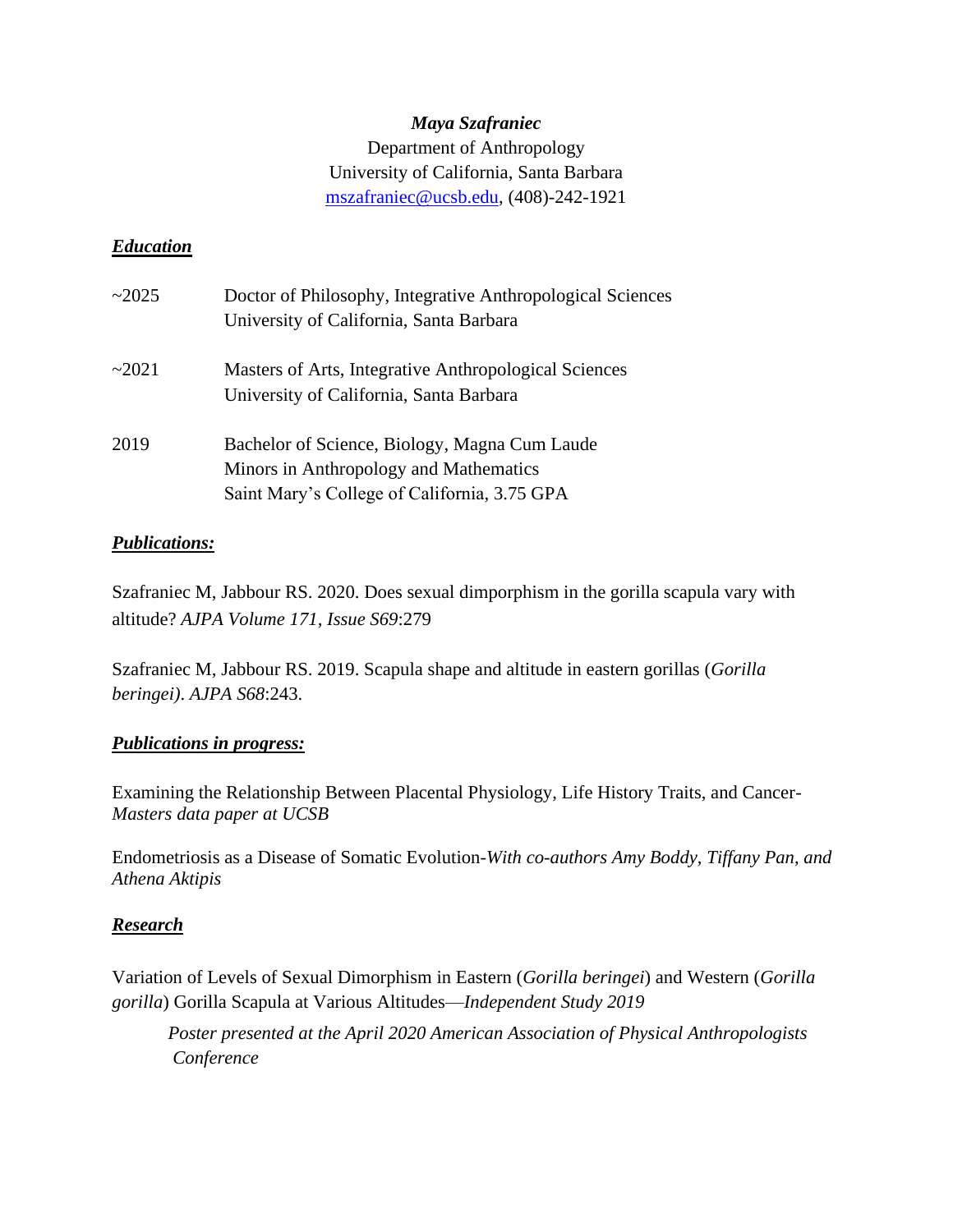***Maya Szafraniec***

Department of Anthropology
University of California, Santa Barbara
mszafraniec@ucsb.edu, (408)-242-1921

## ***Education***

~2025 Doctor of Philosophy, Integrative Anthropological Sciences
University of California, Santa Barbara

~2021 Masters of Arts, Integrative Anthropological Sciences
University of California, Santa Barbara

2019 Bachelor of Science, Biology, Magna Cum Laude
Minors in Anthropology and Mathematics
Saint Mary's College of California, 3.75 GPA

## ***Publications:***

Szafraniec M, Jabbour RS. 2020. Does sexual dimporphism in the gorilla scapula vary with altitude? *AJPA Volume 171, Issue S69*:279

Szafraniec M, Jabbour RS. 2019. Scapula shape and altitude in eastern gorillas (*Gorilla beringei)*. *AJPA S68*:243.

## ***Publications in progress:***

Examining the Relationship Between Placental Physiology, Life History Traits, and Cancer- *Masters data paper at UCSB*

Endometriosis as a Disease of Somatic Evolution-*With co-authors Amy Boddy, Tiffany Pan, and Athena Aktipis*

## ***Research***

Variation of Levels of Sexual Dimorphism in Eastern (*Gorilla beringei*) and Western (*Gorilla gorilla*) Gorilla Scapula at Various Altitudes—*Independent Study 2019*

> *Poster presented at the April 2020 American Association of Physical Anthropologists Conference*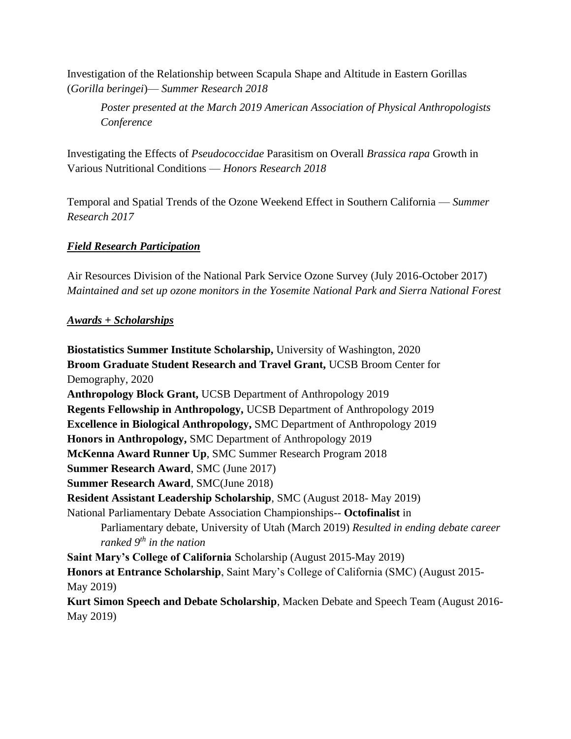Investigation of the Relationship between Scapula Shape and Altitude in Eastern Gorillas (*Gorilla beringei*)— *Summer Research 2018*

> *Poster presented at the March 2019 American Association of Physical Anthropologists Conference*

Investigating the Effects of *Pseudococcidae* Parasitism on Overall *Brassica rapa* Growth in Various Nutritional Conditions — *Honors Research 2018*

Temporal and Spatial Trends of the Ozone Weekend Effect in Southern California — *Summer Research 2017*

***Field Research Participation***

Air Resources Division of the National Park Service Ozone Survey (July 2016-October 2017)
*Maintained and set up ozone monitors in the Yosemite National Park and Sierra National Forest*

***Awards + Scholarships***

**Biostatistics Summer Institute Scholarship,** University of Washington, 2020
**Broom Graduate Student Research and Travel Grant,** UCSB Broom Center for Demography, 2020
**Anthropology Block Grant,** UCSB Department of Anthropology 2019
**Regents Fellowship in Anthropology,** UCSB Department of Anthropology 2019
**Excellence in Biological Anthropology,** SMC Department of Anthropology 2019
**Honors in Anthropology,** SMC Department of Anthropology 2019
**McKenna Award Runner Up**, SMC Summer Research Program 2018
**Summer Research Award**, SMC (June 2017)
**Summer Research Award**, SMC(June 2018)
**Resident Assistant Leadership Scholarship**, SMC (August 2018- May 2019)
National Parliamentary Debate Association Championships-- **Octofinalist** in Parliamentary debate, University of Utah (March 2019) *Resulted in ending debate career ranked 9th in the nation*
**Saint Mary's College of California** Scholarship (August 2015-May 2019)
**Honors at Entrance Scholarship**, Saint Mary's College of California (SMC) (August 2015-May 2019)
**Kurt Simon Speech and Debate Scholarship**, Macken Debate and Speech Team (August 2016-May 2019)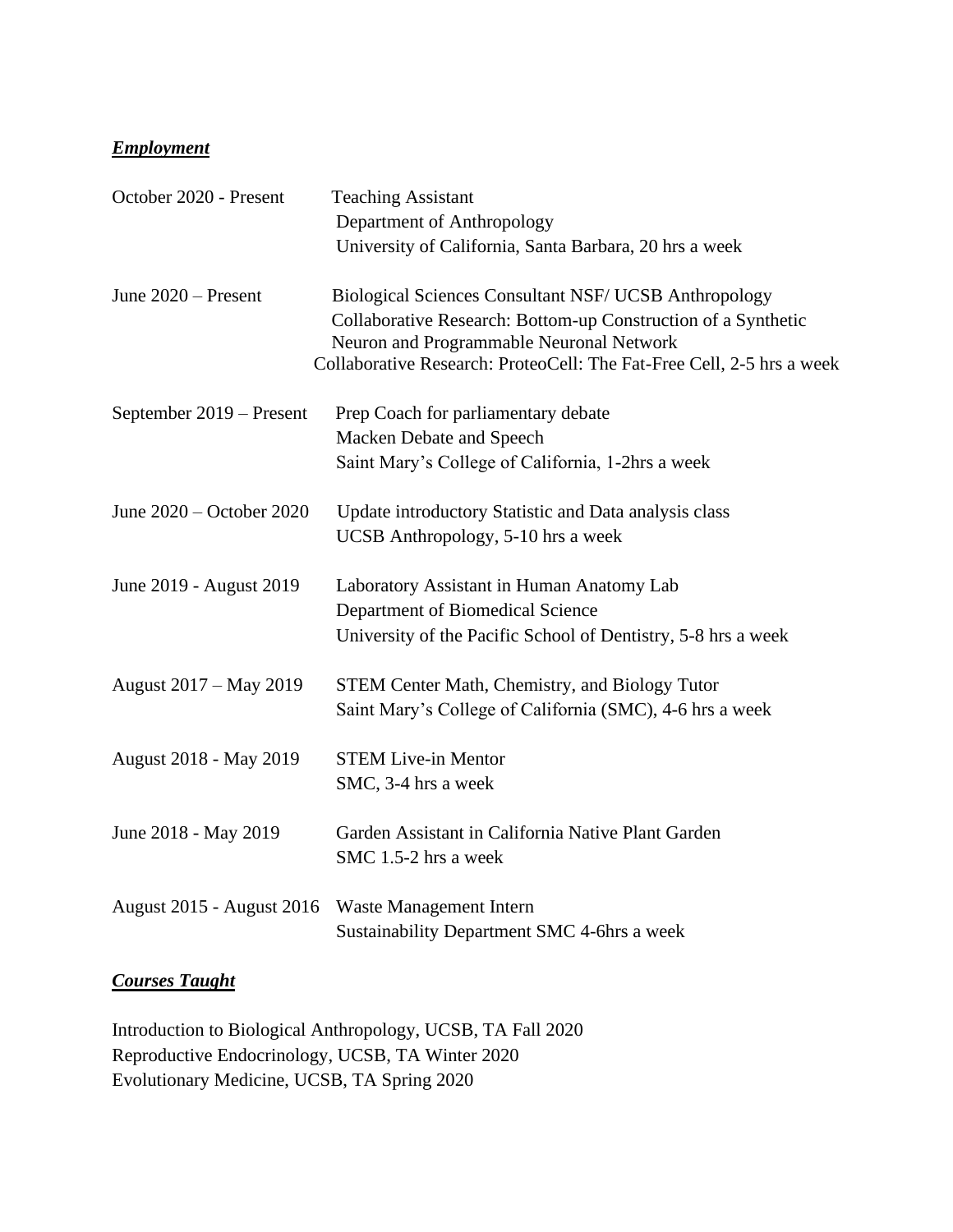## ***Employment***

October 2020 - Present
Teaching Assistant
Department of Anthropology
University of California, Santa Barbara, 20 hrs a week

June 2020 – Present
Biological Sciences Consultant NSF/ UCSB Anthropology
Collaborative Research: Bottom-up Construction of a Synthetic Neuron and Programmable Neuronal Network
Collaborative Research: ProteoCell: The Fat-Free Cell, 2-5 hrs a week

September 2019 – Present
Prep Coach for parliamentary debate
Macken Debate and Speech
Saint Mary's College of California, 1-2hrs a week

June 2020 – October 2020
Update introductory Statistic and Data analysis class
UCSB Anthropology, 5-10 hrs a week

June 2019 - August 2019
Laboratory Assistant in Human Anatomy Lab
Department of Biomedical Science
University of the Pacific School of Dentistry, 5-8 hrs a week

August 2017 – May 2019
STEM Center Math, Chemistry, and Biology Tutor
Saint Mary's College of California (SMC), 4-6 hrs a week

August 2018 - May 2019
STEM Live-in Mentor
SMC, 3-4 hrs a week

June 2018 - May 2019
Garden Assistant in California Native Plant Garden
SMC 1.5-2 hrs a week

August 2015 - August 2016
Waste Management Intern
Sustainability Department SMC 4-6hrs a week

## ***Courses Taught***

Introduction to Biological Anthropology, UCSB, TA Fall 2020
Reproductive Endocrinology, UCSB, TA Winter 2020
Evolutionary Medicine, UCSB, TA Spring 2020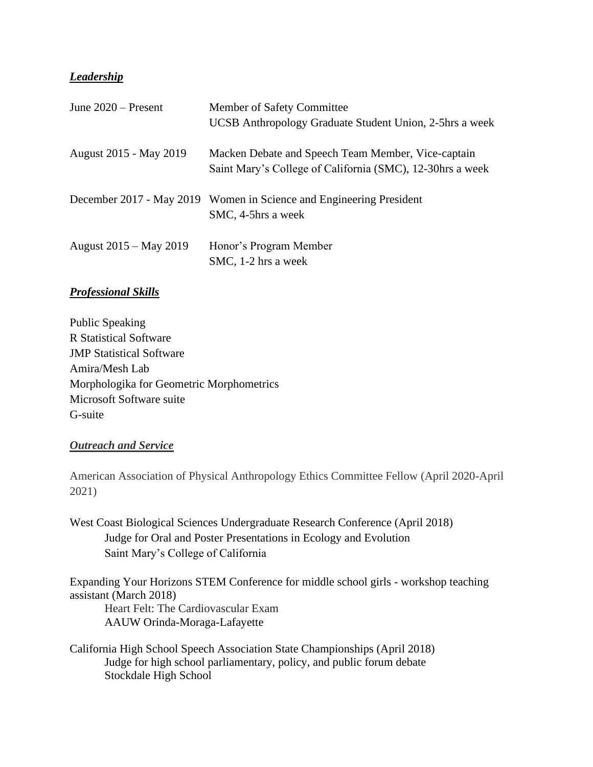***Leadership***

| | |
|---|---|
| June 2020 – Present | Member of Safety Committee<br>UCSB Anthropology Graduate Student Union, 2-5hrs a week |
| August 2015 - May 2019 | Macken Debate and Speech Team Member, Vice-captain<br>Saint Mary's College of California (SMC), 12-30hrs a week |
| December 2017 - May 2019 | Women in Science and Engineering President<br>SMC, 4-5hrs a week |
| August 2015 – May 2019 | Honor's Program Member<br>SMC, 1-2 hrs a week |

***Professional Skills***

Public Speaking
R Statistical Software
JMP Statistical Software
Amira/Mesh Lab
Morphologika for Geometric Morphometrics
Microsoft Software suite
G-suite

***Outreach and Service***

American Association of Physical Anthropology Ethics Committee Fellow (April 2020-April 2021)

West Coast Biological Sciences Undergraduate Research Conference (April 2018)
Judge for Oral and Poster Presentations in Ecology and Evolution
Saint Mary's College of California

Expanding Your Horizons STEM Conference for middle school girls - workshop teaching assistant (March 2018)
Heart Felt: The Cardiovascular Exam
AAUW Orinda-Moraga-Lafayette

California High School Speech Association State Championships (April 2018)
Judge for high school parliamentary, policy, and public forum debate
Stockdale High School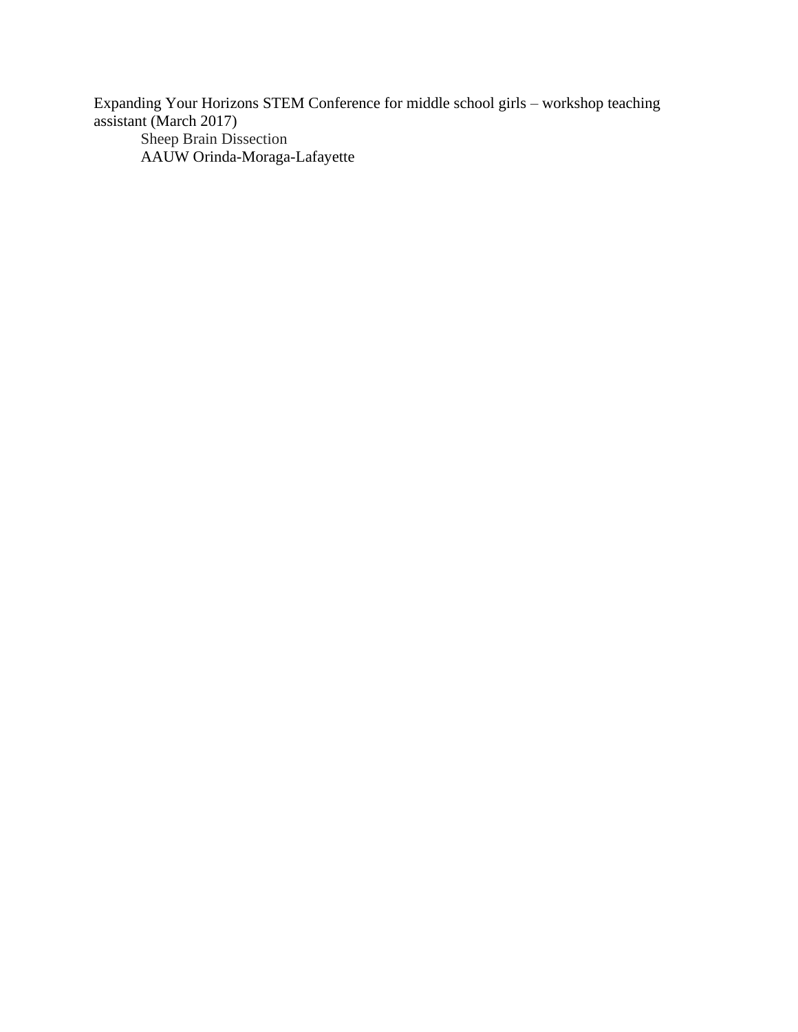Expanding Your Horizons STEM Conference for middle school girls – workshop teaching assistant (March 2017)

Sheep Brain Dissection

AAUW Orinda-Moraga-Lafayette